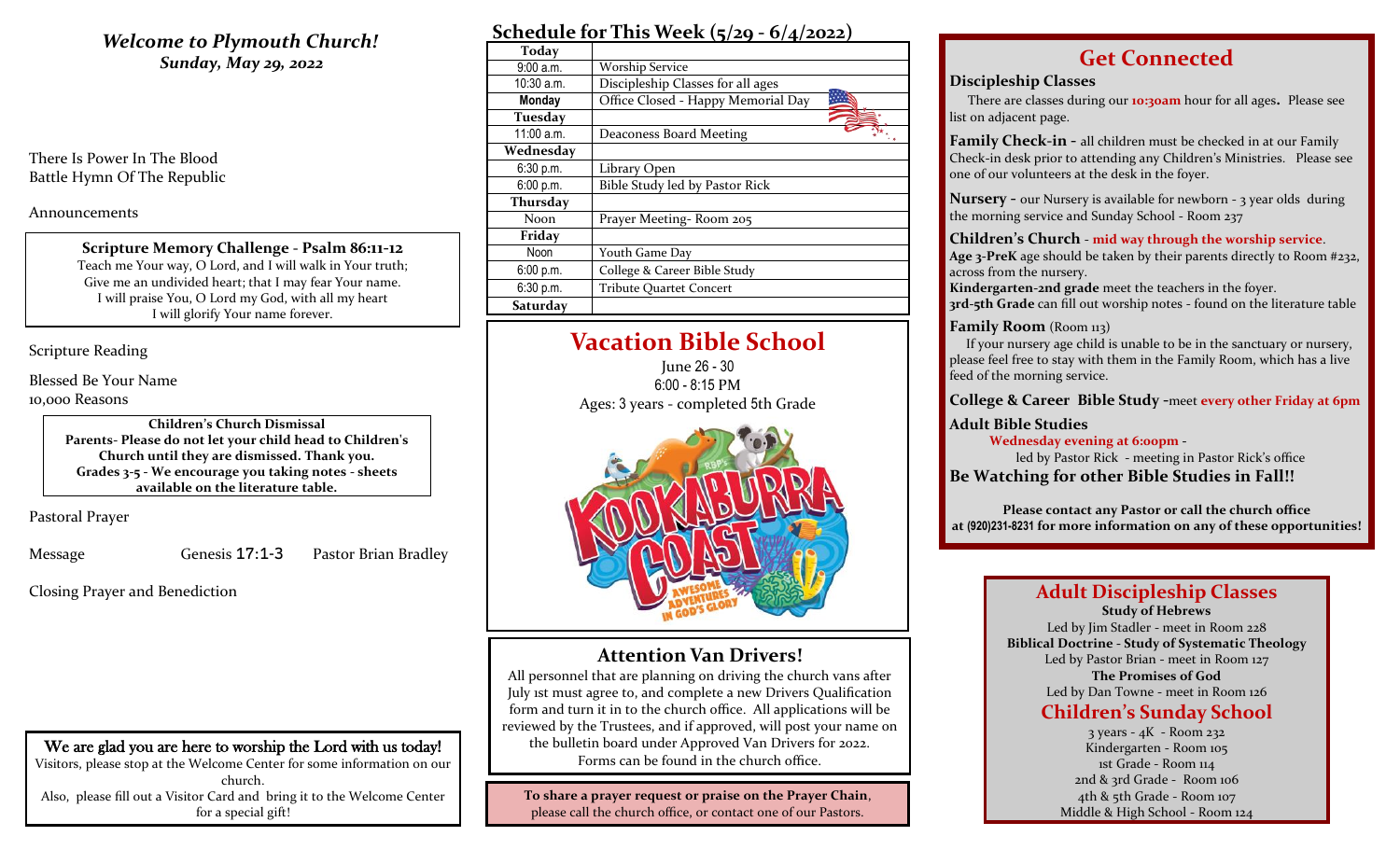*Welcome to Plymouth Church!*
*Sunday, May 29, 2022*

There Is Power In The Blood
Battle Hymn Of The Republic

Announcements

**Scripture Memory Challenge - Psalm 86:11-12**
Teach me Your way, O Lord, and I will walk in Your truth;
Give me an undivided heart; that I may fear Your name.
I will praise You, O Lord my God, with all my heart
I will glorify Your name forever.

Scripture Reading

Blessed Be Your Name
10,000 Reasons

**Children's Church Dismissal**
**Parents- Please do not let your child head to Children's Church until they are dismissed. Thank you.**
**Grades 3-5 - We encourage you taking notes - sheets available on the literature table.**

Pastoral Prayer

Message — Genesis 17:1-3 — Pastor Brian Bradley

Closing Prayer and Benediction

We are glad you are here to worship the Lord with us today!
Visitors, please stop at the Welcome Center for some information on our church.
Also, please fill out a Visitor Card and bring it to the Welcome Center for a special gift!

## Schedule for This Week (5/29 - 6/4/2022)

| **Today** | |
|---|---|
| 9:00 a.m. | Worship Service |
| 10:30 a.m. | Discipleship Classes for all ages |
| **Monday** | Office Closed - Happy Memorial Day |
| **Tuesday** | |
| 11:00 a.m. | Deaconess Board Meeting |
| **Wednesday** | |
| 6:30 p.m. | Library Open |
| 6:00 p.m. | Bible Study led by Pastor Rick |
| **Thursday** | |
| Noon | Prayer Meeting- Room 205 |
| **Friday** | |
| Noon | Youth Game Day |
| 6:00 p.m. | College & Career Bible Study |
| 6:30 p.m. | Tribute Quartet Concert |
| **Saturday** | |

## Vacation Bible School

June 26 - 30
6:00 - 8:15 PM
Ages: 3 years - completed 5th Grade

KOOKABURRA COAST
AWESOME ADVENTURES IN GOD'S GLORY

### Attention Van Drivers!

All personnel that are planning on driving the church vans after July 1st must agree to, and complete a new Drivers Qualification form and turn it in to the church office. All applications will be reviewed by the Trustees, and if approved, will post your name on the bulletin board under Approved Van Drivers for 2022. Forms can be found in the church office.

**To share a prayer request or praise on the Prayer Chain**, please call the church office, or contact one of our Pastors.

## Get Connected

**Discipleship Classes**
There are classes during our **10:30am** hour for all ages**.** Please see list on adjacent page.

**Family Check-in -** all children must be checked in at our Family Check-in desk prior to attending any Children's Ministries. Please see one of our volunteers at the desk in the foyer.

**Nursery -** our Nursery is available for newborn - 3 year olds during the morning service and Sunday School - Room 237

**Children's Church** - **mid way through the worship service**.
**Age 3-PreK** age should be taken by their parents directly to Room #232, across from the nursery.
**Kindergarten-2nd grade** meet the teachers in the foyer.
**3rd-5th Grade** can fill out worship notes - found on the literature table

**Family Room** (Room 113)
If your nursery age child is unable to be in the sanctuary or nursery, please feel free to stay with them in the Family Room, which has a live feed of the morning service.

**College & Career Bible Study** -meet **every other Friday at 6pm**

**Adult Bible Studies**
**Wednesday evening at 6:00pm** -
led by Pastor Rick - meeting in Pastor Rick's office
**Be Watching for other Bible Studies in Fall!!**

**Please contact any Pastor or call the church office at (920)231-8231 for more information on any of these opportunities!**

## Adult Discipleship Classes

**Study of Hebrews**
Led by Jim Stadler - meet in Room 228
**Biblical Doctrine - Study of Systematic Theology**
Led by Pastor Brian - meet in Room 127
**The Promises of God**
Led by Dan Towne - meet in Room 126

## Children's Sunday School

3 years - 4K - Room 232
Kindergarten - Room 105
1st Grade - Room 114
2nd & 3rd Grade - Room 106
4th & 5th Grade - Room 107
Middle & High School - Room 124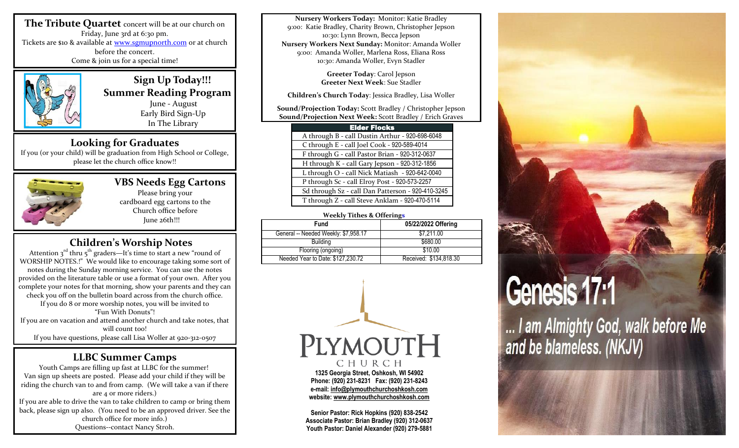**The Tribute Quartet** concert will be at our church on Friday, June 3rd at 6:30 pm.
Tickets are $10 & available at www.sgmupnorth.com or at church before the concert.
Come & join us for a special time!

## Sign Up Today!!! Summer Reading Program

June - August
Early Bird Sign-Up
In The Library

## Looking for Graduates

If you (or your child) will be graduation from High School or College, please let the church office know!!

## VBS Needs Egg Cartons

Please bring your cardboard egg cartons to the Church office before June 26th!!!

## Children's Worship Notes

Attention 3rd thru 5th graders—It's time to start a new "round of WORSHIP NOTES.!" We would like to encourage taking some sort of notes during the Sunday morning service. You can use the notes provided on the literature table or use a format of your own. After you complete your notes for that morning, show your parents and they can check you off on the bulletin board across from the church office. If you do 8 or more worship notes, you will be invited to "Fun With Donuts"!
If you are on vacation and attend another church and take notes, that will count too!
If you have questions, please call Lisa Woller at 920-312-0507

## LLBC Summer Camps

Youth Camps are filling up fast at LLBC for the summer!
Van sign up sheets are posted. Please add your child if they will be riding the church van to and from camp. (We will take a van if there are 4 or more riders.)
If you are able to drive the van to take children to camp or bring them back, please sign up also. (You need to be an approved driver. See the church office for more info.)
Questions--contact Nancy Stroh.

**Nursery Workers Today:** Monitor: Katie Bradley
9:00: Katie Bradley, Charity Brown, Christopher Jepson
10:30: Lynn Brown, Becca Jepson
**Nursery Workers Next Sunday:** Monitor: Amanda Woller
9:00: Amanda Woller, Marlena Ross, Eliana Ross
10:30: Amanda Woller, Evyn Stadler

**Greeter Today**: Carol Jepson
**Greeter Next Week**: Sue Stadler

**Children's Church Today**: Jessica Bradley, Lisa Woller

**Sound/Projection Today:** Scott Bradley / Christopher Jepson
**Sound/Projection Next Week:** Scott Bradley / Erich Graves

| Elder Flocks |
|---|
| A through B - call Dustin Arthur - 920-698-6048 |
| C through E - call Joel Cook - 920-589-4014 |
| F through G - call Pastor Brian - 920-312-0637 |
| H through K - call Gary Jepson - 920-312-1856 |
| L through O - call Nick Matiash - 920-642-0040 |
| P through Sc - call Elroy Post - 920-573-2257 |
| Sd through Sz - call Dan Patterson - 920-410-3245 |
| T through Z - call Steve Anklam - 920-470-5114 |

**Weekly Tithes & Offerings**

| Fund | 05/22/2022 Offering |
|---|---|
| General -- Needed Weekly: $7,958.17 | $7,211.00 |
| Building | $680.00 |
| Flooring (ongoing) | $10.00 |
| Needed Year to Date: $127,230.72 | Received: $134,818.30 |

PLYMOUTH CHURCH
**1325 Georgia Street, Oshkosh, WI 54902**
**Phone: (920) 231-8231 Fax: (920) 231-8243**
**e-mail: info@plymouthchurchoshkosh.com**
**website: www.plymouthchurchoshkosh.com**

**Senior Pastor: Rick Hopkins (920) 838-2542**
**Associate Pastor: Brian Bradley (920) 312-0637**
**Youth Pastor: Daniel Alexander (920) 279-5881**

# Genesis 17:1

*... I am Almighty God, walk before Me and be blameless. (NKJV)*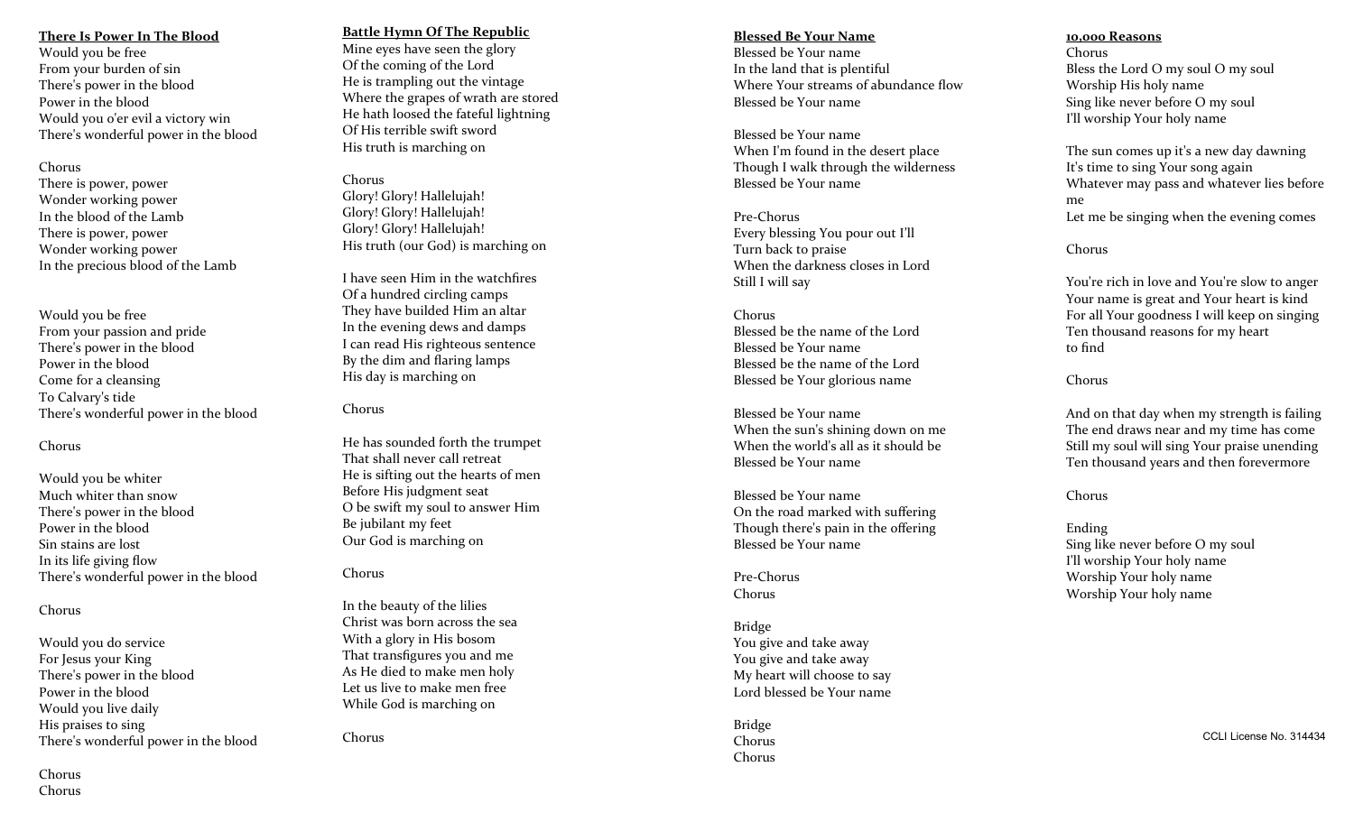## There Is Power In The Blood

Would you be free
From your burden of sin
There's power in the blood
Power in the blood
Would you o'er evil a victory win
There's wonderful power in the blood

Chorus
There is power, power
Wonder working power
In the blood of the Lamb
There is power, power
Wonder working power
In the precious blood of the Lamb

Would you be free
From your passion and pride
There's power in the blood
Power in the blood
Come for a cleansing
To Calvary's tide
There's wonderful power in the blood

Chorus

Would you be whiter
Much whiter than snow
There's power in the blood
Power in the blood
Sin stains are lost
In its life giving flow
There's wonderful power in the blood

Chorus

Would you do service
For Jesus your King
There's power in the blood
Power in the blood
Would you live daily
His praises to sing
There's wonderful power in the blood

Chorus
Chorus

## Battle Hymn Of The Republic

Mine eyes have seen the glory
Of the coming of the Lord
He is trampling out the vintage
Where the grapes of wrath are stored
He hath loosed the fateful lightning
Of His terrible swift sword
His truth is marching on

Chorus
Glory! Glory! Hallelujah!
Glory! Glory! Hallelujah!
Glory! Glory! Hallelujah!
His truth (our God) is marching on

I have seen Him in the watchfires
Of a hundred circling camps
They have builded Him an altar
In the evening dews and damps
I can read His righteous sentence
By the dim and flaring lamps
His day is marching on

Chorus

He has sounded forth the trumpet
That shall never call retreat
He is sifting out the hearts of men
Before His judgment seat
O be swift my soul to answer Him
Be jubilant my feet
Our God is marching on

Chorus

In the beauty of the lilies
Christ was born across the sea
With a glory in His bosom
That transfigures you and me
As He died to make men holy
Let us live to make men free
While God is marching on

Chorus

## Blessed Be Your Name

Blessed be Your name
In the land that is plentiful
Where Your streams of abundance flow
Blessed be Your name

Blessed be Your name
When I'm found in the desert place
Though I walk through the wilderness
Blessed be Your name

Pre-Chorus
Every blessing You pour out I'll
Turn back to praise
When the darkness closes in Lord
Still I will say

Chorus
Blessed be the name of the Lord
Blessed be Your name
Blessed be the name of the Lord
Blessed be Your glorious name

Blessed be Your name
When the sun's shining down on me
When the world's all as it should be
Blessed be Your name

Blessed be Your name
On the road marked with suffering
Though there's pain in the offering
Blessed be Your name

Pre-Chorus
Chorus

Bridge
You give and take away
You give and take away
My heart will choose to say
Lord blessed be Your name

Bridge
Chorus
Chorus

## 10,000 Reasons

Chorus
Bless the Lord O my soul O my soul
Worship His holy name
Sing like never before O my soul
I'll worship Your holy name

The sun comes up it's a new day dawning
It's time to sing Your song again
Whatever may pass and whatever lies before me
Let me be singing when the evening comes

Chorus

You're rich in love and You're slow to anger
Your name is great and Your heart is kind
For all Your goodness I will keep on singing
Ten thousand reasons for my heart
to find

Chorus

And on that day when my strength is failing
The end draws near and my time has come
Still my soul will sing Your praise unending
Ten thousand years and then forevermore

Chorus

Ending
Sing like never before O my soul
I'll worship Your holy name
Worship Your holy name
Worship Your holy name

CCLI License No. 314434